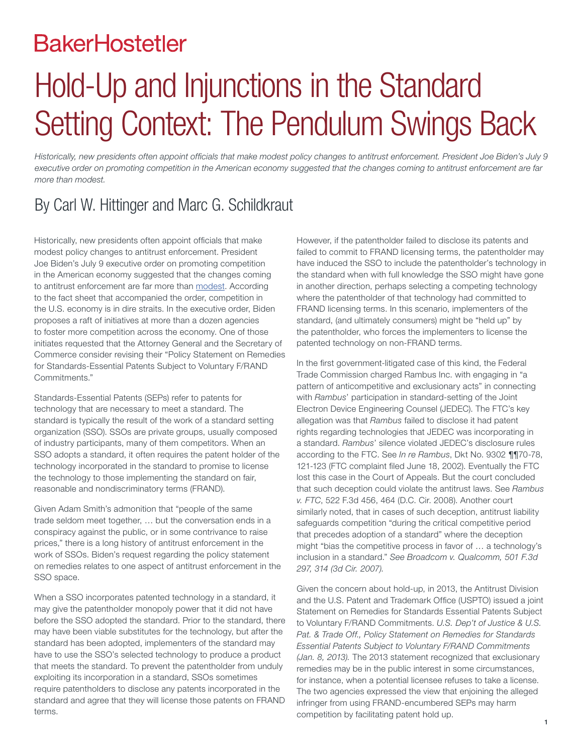BakerHostetler

# Hold-Up and Injunctions in the Standard Setting Context: The Pendulum Swings Back

*Historically, new presidents often appoint officials that make modest policy changes to antitrust enforcement. President Joe Biden's July 9 executive order on promoting competition in the American economy suggested that the changes coming to antitrust enforcement are far more than modest.*

## By Carl W. Hittinger and Marc G. Schildkraut

Historically, new presidents often appoint officials that make modest policy changes to antitrust enforcement. President Joe Biden's July 9 executive order on promoting competition in the American economy suggested that the changes coming to antitrust enforcement are far more than modest. According to the fact sheet that accompanied the order, competition in the U.S. economy is in dire straits. In the executive order, Biden proposes a raft of initiatives at more than a dozen agencies to foster more competition across the economy. One of those initiates requested that the Attorney General and the Secretary of Commerce consider revising their "Policy Statement on Remedies for Standards-Essential Patents Subject to Voluntary F/RAND Commitments."

Standards-Essential Patents (SEPs) refer to patents for technology that are necessary to meet a standard. The standard is typically the result of the work of a standard setting organization (SSO). SSOs are private groups, usually composed of industry participants, many of them competitors. When an SSO adopts a standard, it often requires the patent holder of the technology incorporated in the standard to promise to license the technology to those implementing the standard on fair, reasonable and nondiscriminatory terms (FRAND).

Given Adam Smith's admonition that "people of the same trade seldom meet together, … but the conversation ends in a conspiracy against the public, or in some contrivance to raise prices," there is a long history of antitrust enforcement in the work of SSOs. Biden's request regarding the policy statement on remedies relates to one aspect of antitrust enforcement in the SSO space.

When a SSO incorporates patented technology in a standard, it may give the patentholder monopoly power that it did not have before the SSO adopted the standard. Prior to the standard, there may have been viable substitutes for the technology, but after the standard has been adopted, implementers of the standard may have to use the SSO's selected technology to produce a product that meets the standard. To prevent the patentholder from unduly exploiting its incorporation in a standard, SSOs sometimes require patentholders to disclose any patents incorporated in the standard and agree that they will license those patents on FRAND terms.

However, if the patentholder failed to disclose its patents and failed to commit to FRAND licensing terms, the patentholder may have induced the SSO to include the patentholder's technology in the standard when with full knowledge the SSO might have gone in another direction, perhaps selecting a competing technology where the patentholder of that technology had committed to FRAND licensing terms. In this scenario, implementers of the standard, (and ultimately consumers) might be "held up" by the patentholder, who forces the implementers to license the patented technology on non-FRAND terms.

In the first government-litigated case of this kind, the Federal Trade Commission charged Rambus Inc. with engaging in "a pattern of anticompetitive and exclusionary acts" in connecting with *Rambus*' participation in standard-setting of the Joint Electron Device Engineering Counsel (JEDEC). The FTC's key allegation was that *Rambus* failed to disclose it had patent rights regarding technologies that JEDEC was incorporating in a standard. *Rambus*' silence violated JEDEC's disclosure rules according to the FTC. See *In re Rambus*, Dkt No. 9302 ¶¶70-78, 121-123 (FTC complaint filed June 18, 2002). Eventually the FTC lost this case in the Court of Appeals. But the court concluded that such deception could violate the antitrust laws. See *Rambus v. FTC*, 522 F.3d 456, 464 (D.C. Cir. 2008). Another court similarly noted, that in cases of such deception, antitrust liability safeguards competition "during the critical competitive period that precedes adoption of a standard" where the deception might "bias the competitive process in favor of … a technology's inclusion in a standard." *See Broadcom v. Qualcomm, 501 F.3d 297, 314 (3d Cir. 2007).*

Given the concern about hold-up, in 2013, the Antitrust Division and the U.S. Patent and Trademark Office (USPTO) issued a joint Statement on Remedies for Standards Essential Patents Subject to Voluntary F/RAND Commitments. *U.S. Dep't of Justice & U.S. Pat. & Trade Off., Policy Statement on Remedies for Standards Essential Patents Subject to Voluntary F/RAND Commitments (Jan. 8, 2013).* The 2013 statement recognized that exclusionary remedies may be in the public interest in some circumstances, for instance, when a potential licensee refuses to take a license. The two agencies expressed the view that enjoining the alleged infringer from using FRAND-encumbered SEPs may harm competition by facilitating patent hold up.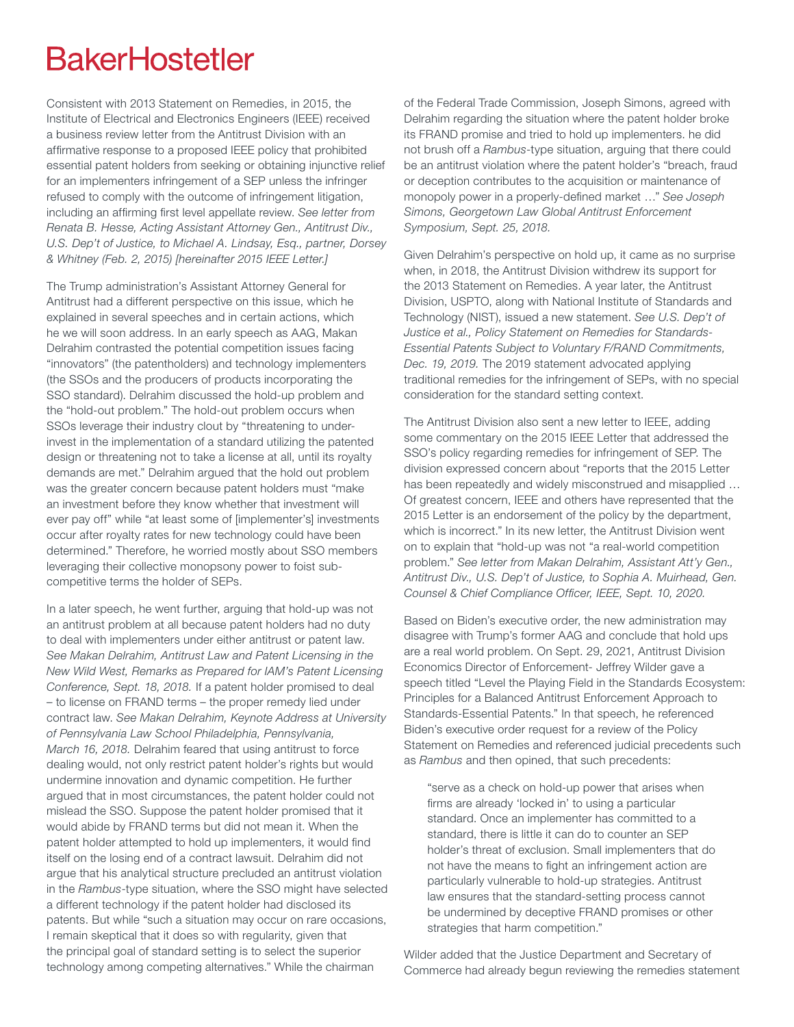Consistent with 2013 Statement on Remedies, in 2015, the Institute of Electrical and Electronics Engineers (IEEE) received a business review letter from the Antitrust Division with an affirmative response to a proposed IEEE policy that prohibited essential patent holders from seeking or obtaining injunctive relief for an implementers infringement of a SEP unless the infringer refused to comply with the outcome of infringement litigation, including an affirming first level appellate review. *See letter from Renata B. Hesse, Acting Assistant Attorney Gen., Antitrust Div., U.S. Dep't of Justice, to Michael A. Lindsay, Esq., partner, Dorsey & Whitney (Feb. 2, 2015) [hereinafter 2015 IEEE Letter.]*

The Trump administration's Assistant Attorney General for Antitrust had a different perspective on this issue, which he explained in several speeches and in certain actions, which he we will soon address. In an early speech as AAG, Makan Delrahim contrasted the potential competition issues facing "innovators" (the patentholders) and technology implementers (the SSOs and the producers of products incorporating the SSO standard). Delrahim discussed the hold-up problem and the "hold-out problem." The hold-out problem occurs when SSOs leverage their industry clout by "threatening to under-invest in the implementation of a standard utilizing the patented design or threatening not to take a license at all, until its royalty demands are met." Delrahim argued that the hold out problem was the greater concern because patent holders must "make an investment before they know whether that investment will ever pay off" while "at least some of [implementer's] investments occur after royalty rates for new technology could have been determined." Therefore, he worried mostly about SSO members leveraging their collective monopsony power to foist sub-competitive terms the holder of SEPs.

In a later speech, he went further, arguing that hold-up was not an antitrust problem at all because patent holders had no duty to deal with implementers under either antitrust or patent law. *See Makan Delrahim, Antitrust Law and Patent Licensing in the New Wild West, Remarks as Prepared for IAM's Patent Licensing Conference, Sept. 18, 2018.* If a patent holder promised to deal – to license on FRAND terms – the proper remedy lied under contract law. *See Makan Delrahim, Keynote Address at University of Pennsylvania Law School Philadelphia, Pennsylvania, March 16, 2018.* Delrahim feared that using antitrust to force dealing would, not only restrict patent holder's rights but would undermine innovation and dynamic competition. He further argued that in most circumstances, the patent holder could not mislead the SSO. Suppose the patent holder promised that it would abide by FRAND terms but did not mean it. When the patent holder attempted to hold up implementers, it would find itself on the losing end of a contract lawsuit. Delrahim did not argue that his analytical structure precluded an antitrust violation in the *Rambus*-type situation, where the SSO might have selected a different technology if the patent holder had disclosed its patents. But while "such a situation may occur on rare occasions, I remain skeptical that it does so with regularity, given that the principal goal of standard setting is to select the superior technology among competing alternatives." While the chairman of the Federal Trade Commission, Joseph Simons, agreed with Delrahim regarding the situation where the patent holder broke its FRAND promise and tried to hold up implementers. he did not brush off a *Rambus*-type situation, arguing that there could be an antitrust violation where the patent holder's "breach, fraud or deception contributes to the acquisition or maintenance of monopoly power in a properly-defined market …" *See Joseph Simons, Georgetown Law Global Antitrust Enforcement Symposium, Sept. 25, 2018.*

Given Delrahim's perspective on hold up, it came as no surprise when, in 2018, the Antitrust Division withdrew its support for the 2013 Statement on Remedies. A year later, the Antitrust Division, USPTO, along with National Institute of Standards and Technology (NIST), issued a new statement. *See U.S. Dep't of Justice et al., Policy Statement on Remedies for Standards-Essential Patents Subject to Voluntary F/RAND Commitments, Dec. 19, 2019.* The 2019 statement advocated applying traditional remedies for the infringement of SEPs, with no special consideration for the standard setting context.

The Antitrust Division also sent a new letter to IEEE, adding some commentary on the 2015 IEEE Letter that addressed the SSO's policy regarding remedies for infringement of SEP. The division expressed concern about "reports that the 2015 Letter has been repeatedly and widely misconstrued and misapplied … Of greatest concern, IEEE and others have represented that the 2015 Letter is an endorsement of the policy by the department, which is incorrect." In its new letter, the Antitrust Division went on to explain that "hold-up was not "a real-world competition problem." *See letter from Makan Delrahim, Assistant Att'y Gen., Antitrust Div., U.S. Dep't of Justice, to Sophia A. Muirhead, Gen. Counsel & Chief Compliance Officer, IEEE, Sept. 10, 2020.*

Based on Biden's executive order, the new administration may disagree with Trump's former AAG and conclude that hold ups are a real world problem. On Sept. 29, 2021, Antitrust Division Economics Director of Enforcement- Jeffrey Wilder gave a speech titled "Level the Playing Field in the Standards Ecosystem: Principles for a Balanced Antitrust Enforcement Approach to Standards-Essential Patents." In that speech, he referenced Biden's executive order request for a review of the Policy Statement on Remedies and referenced judicial precedents such as *Rambus* and then opined, that such precedents:

> "serve as a check on hold-up power that arises when firms are already 'locked in' to using a particular standard. Once an implementer has committed to a standard, there is little it can do to counter an SEP holder's threat of exclusion. Small implementers that do not have the means to fight an infringement action are particularly vulnerable to hold-up strategies. Antitrust law ensures that the standard-setting process cannot be undermined by deceptive FRAND promises or other strategies that harm competition."

Wilder added that the Justice Department and Secretary of Commerce had already begun reviewing the remedies statement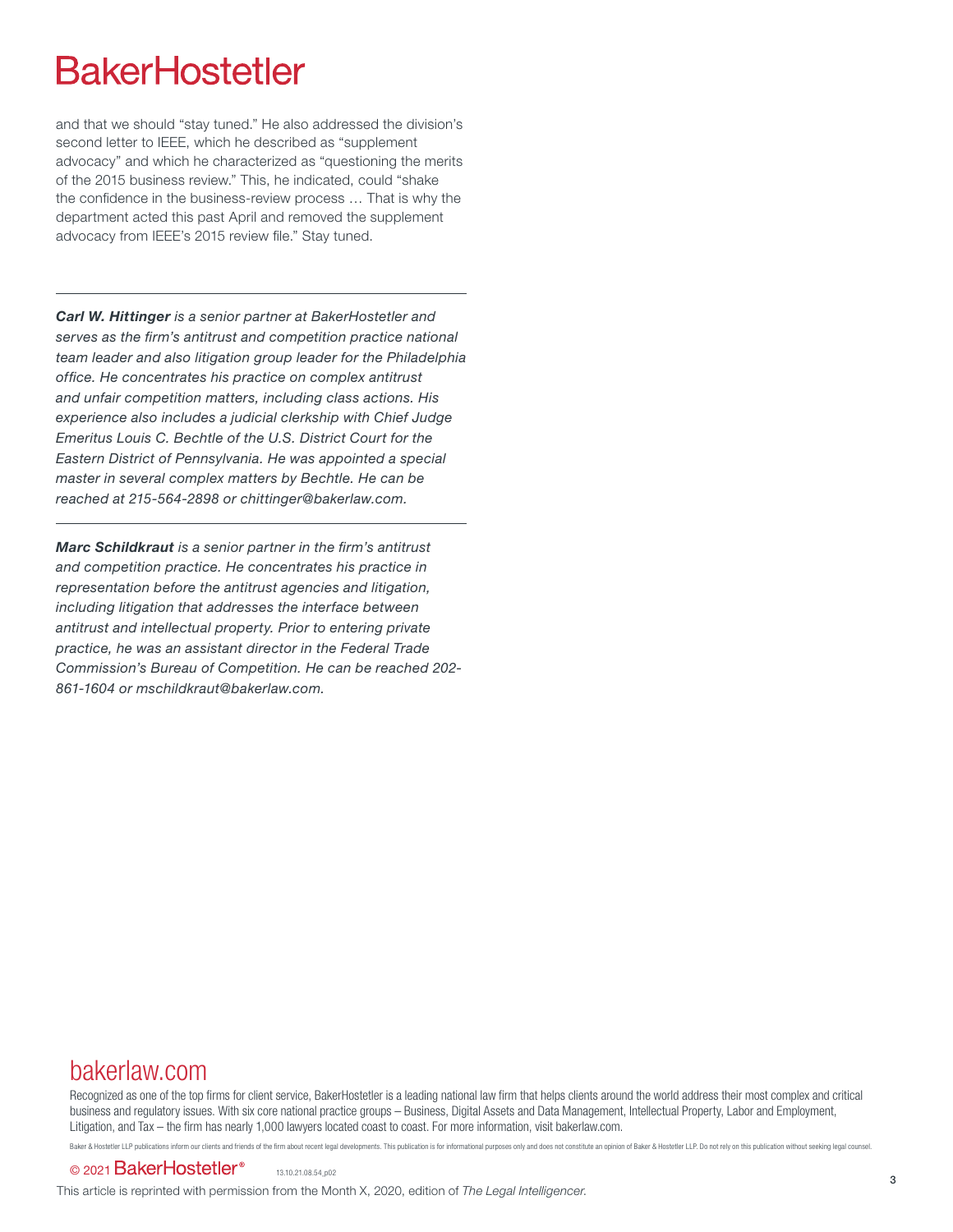and that we should "stay tuned." He also addressed the division's second letter to IEEE, which he described as "supplement advocacy" and which he characterized as "questioning the merits of the 2015 business review." This, he indicated, could "shake the confidence in the business-review process … That is why the department acted this past April and removed the supplement advocacy from IEEE's 2015 review file." Stay tuned.

---

***Carl W. Hittinger*** *is a senior partner at BakerHostetler and serves as the firm's antitrust and competition practice national team leader and also litigation group leader for the Philadelphia office. He concentrates his practice on complex antitrust and unfair competition matters, including class actions. His experience also includes a judicial clerkship with Chief Judge Emeritus Louis C. Bechtle of the U.S. District Court for the Eastern District of Pennsylvania. He was appointed a special master in several complex matters by Bechtle. He can be reached at 215-564-2898 or chittinger@bakerlaw.com.*

---

***Marc Schildkraut*** *is a senior partner in the firm's antitrust and competition practice. He concentrates his practice in representation before the antitrust agencies and litigation, including litigation that addresses the interface between antitrust and intellectual property. Prior to entering private practice, he was an assistant director in the Federal Trade Commission's Bureau of Competition. He can be reached 202-861-1604 or mschildkraut@bakerlaw.com.*

bakerlaw.com

Recognized as one of the top firms for client service, BakerHostetler is a leading national law firm that helps clients around the world address their most complex and critical business and regulatory issues. With six core national practice groups – Business, Digital Assets and Data Management, Intellectual Property, Labor and Employment, Litigation, and Tax – the firm has nearly 1,000 lawyers located coast to coast. For more information, visit bakerlaw.com.

Baker & Hostetler LLP publications inform our clients and friends of the firm about recent legal developments. This publication is for informational purposes only and does not constitute an opinion of Baker & Hostetler LLP. Do not rely on this publication without seeking legal counsel.

© 2021 BakerHostetler® 13.10.21.08.54_p02

This article is reprinted with permission from the Month X, 2020, edition of *The Legal Intelligencer.*